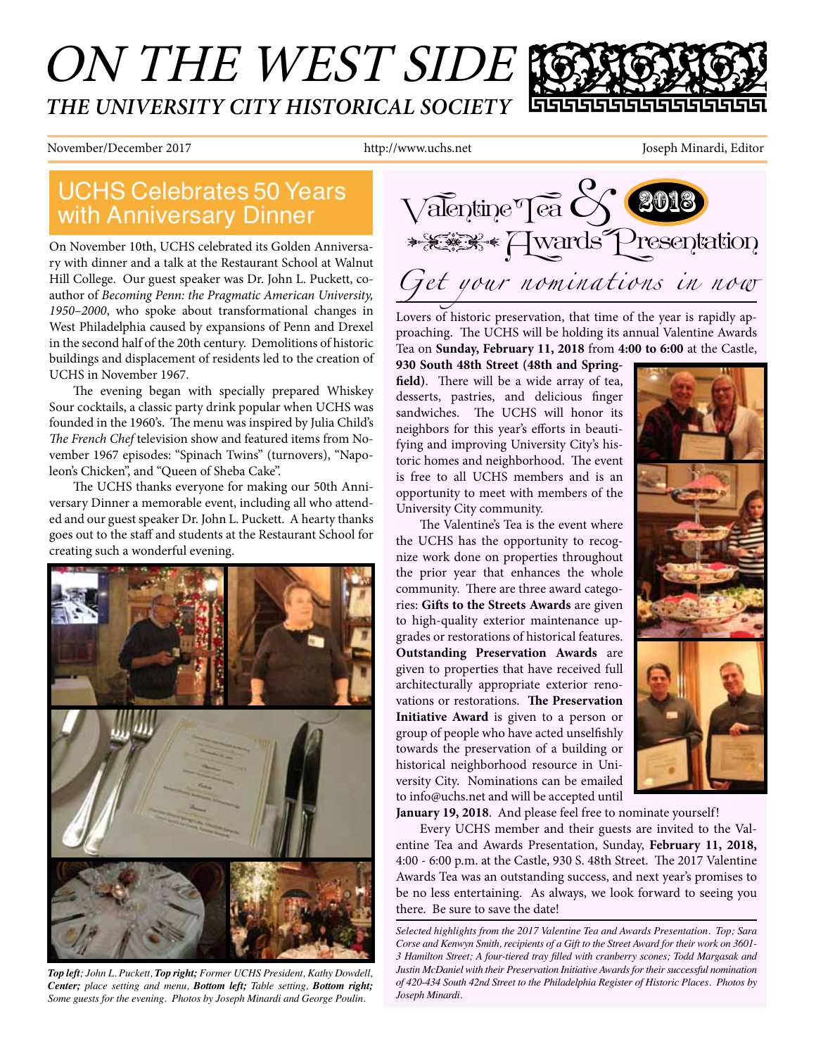# ON THE WEST SIDE

## THE UNIVERSITY CITY HISTORICAL SOCIETY

November/December 2017 | http://www.uchs.net | Joseph Minardi, Editor

## UCHS Celebrates 50 Years with Anniversary Dinner

On November 10th, UCHS celebrated its Golden Anniversary with dinner and a talk at the Restaurant School at Walnut Hill College. Our guest speaker was Dr. John L. Puckett, coauthor of *Becoming Penn: the Pragmatic American University, 1950–2000*, who spoke about transformational changes in West Philadelphia caused by expansions of Penn and Drexel in the second half of the 20th century. Demolitions of historic buildings and displacement of residents led to the creation of UCHS in November 1967.

The evening began with specially prepared Whiskey Sour cocktails, a classic party drink popular when UCHS was founded in the 1960's. The menu was inspired by Julia Child's *The French Chef* television show and featured items from November 1967 episodes: "Spinach Twins" (turnovers), "Napoleon's Chicken", and "Queen of Sheba Cake".

The UCHS thanks everyone for making our 50th Anniversary Dinner a memorable event, including all who attended and our guest speaker Dr. John L. Puckett. A hearty thanks goes out to the staff and students at the Restaurant School for creating such a wonderful evening.

***Top left;*** *John L. Puckett,* ***Top right;*** *Former UCHS President, Kathy Dowdell,* ***Center;*** *place setting and menu,* ***Bottom left;*** *Table setting,* ***Bottom right;*** *Some guests for the evening. Photos by Joseph Minardi and George Poulin.*

## Valentine Tea & 2018 Awards Presentation

### *Get your nominations in now*

Lovers of historic preservation, that time of the year is rapidly approaching. The UCHS will be holding its annual Valentine Awards Tea on **Sunday, February 11, 2018** from **4:00 to 6:00** at the Castle, **930 South 48th Street (48th and Springfield)**. There will be a wide array of tea, desserts, pastries, and delicious finger sandwiches. The UCHS will honor its neighbors for this year's efforts in beautifying and improving University City's historic homes and neighborhood. The event is free to all UCHS members and is an opportunity to meet with members of the University City community.

The Valentine's Tea is the event where the UCHS has the opportunity to recognize work done on properties throughout the prior year that enhances the whole community. There are three award categories: **Gifts to the Streets Awards** are given to high-quality exterior maintenance upgrades or restorations of historical features. **Outstanding Preservation Awards** are given to properties that have received full architecturally appropriate exterior renovations or restorations. **The Preservation Initiative Award** is given to a person or group of people who have acted unselfishly towards the preservation of a building or historical neighborhood resource in University City. Nominations can be emailed to info@uchs.net and will be accepted until **January 19, 2018**. And please feel free to nominate yourself!

Every UCHS member and their guests are invited to the Valentine Tea and Awards Presentation, Sunday, **February 11, 2018,** 4:00 - 6:00 p.m. at the Castle, 930 S. 48th Street. The 2017 Valentine Awards Tea was an outstanding success, and next year's promises to be no less entertaining. As always, we look forward to seeing you there. Be sure to save the date!

*Selected highlights from the 2017 Valentine Tea and Awards Presentation. Top; Sara Corse and Kenwyn Smith, recipients of a Gift to the Street Award for their work on 3601-3 Hamilton Street; A four-tiered tray filled with cranberry scones; Todd Margasak and Justin McDaniel with their Preservation Initiative Awards for their successful nomination of 420-434 South 42nd Street to the Philadelphia Register of Historic Places. Photos by Joseph Minardi.*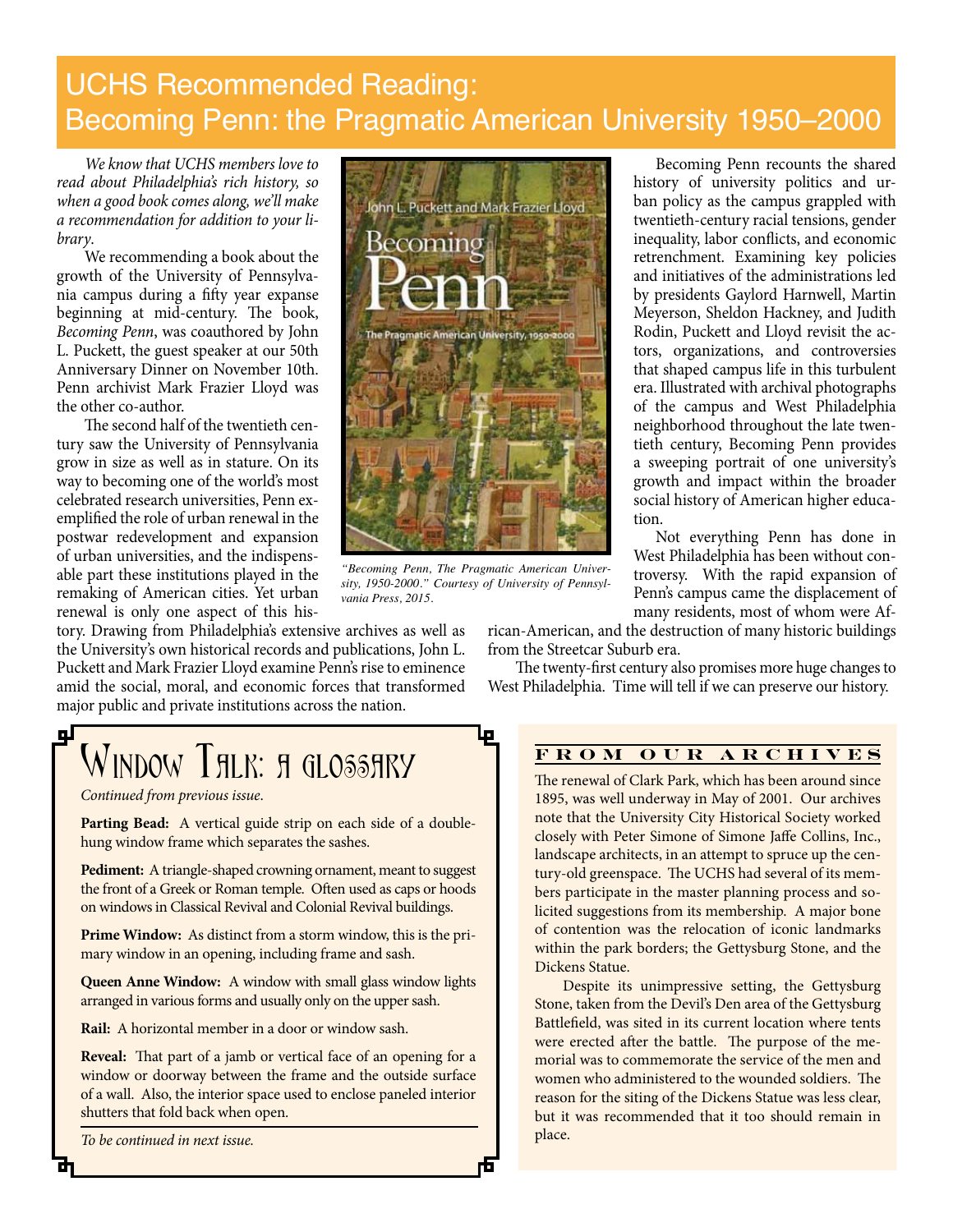# UCHS Recommended Reading: Becoming Penn: the Pragmatic American University 1950–2000

*We know that UCHS members love to read about Philadelphia's rich history, so when a good book comes along, we'll make a recommendation for addition to your library.*

We recommending a book about the growth of the University of Pennsylvania campus during a fifty year expanse beginning at mid-century. The book, *Becoming Penn*, was coauthored by John L. Puckett, the guest speaker at our 50th Anniversary Dinner on November 10th. Penn archivist Mark Frazier Lloyd was the other co-author.

The second half of the twentieth century saw the University of Pennsylvania grow in size as well as in stature. On its way to becoming one of the world's most celebrated research universities, Penn exemplified the role of urban renewal in the postwar redevelopment and expansion of urban universities, and the indispensable part these institutions played in the remaking of American cities. Yet urban renewal is only one aspect of this history. Drawing from Philadelphia's extensive archives as well as the University's own historical records and publications, John L. Puckett and Mark Frazier Lloyd examine Penn's rise to eminence amid the social, moral, and economic forces that transformed major public and private institutions across the nation.

*"Becoming Penn, The Pragmatic American University, 1950-2000." Courtesy of University of Pennsylvania Press, 2015.*

Becoming Penn recounts the shared history of university politics and urban policy as the campus grappled with twentieth-century racial tensions, gender inequality, labor conflicts, and economic retrenchment. Examining key policies and initiatives of the administrations led by presidents Gaylord Harnwell, Martin Meyerson, Sheldon Hackney, and Judith Rodin, Puckett and Lloyd revisit the actors, organizations, and controversies that shaped campus life in this turbulent era. Illustrated with archival photographs of the campus and West Philadelphia neighborhood throughout the late twentieth century, Becoming Penn provides a sweeping portrait of one university's growth and impact within the broader social history of American higher education.

Not everything Penn has done in West Philadelphia has been without controversy. With the rapid expansion of Penn's campus came the displacement of many residents, most of whom were African-American, and the destruction of many historic buildings from the Streetcar Suburb era.

The twenty-first century also promises more huge changes to West Philadelphia. Time will tell if we can preserve our history.

## Window Talk: a glossary

*Continued from previous issue.*

**Parting Bead:** A vertical guide strip on each side of a double-hung window frame which separates the sashes.

**Pediment:** A triangle-shaped crowning ornament, meant to suggest the front of a Greek or Roman temple. Often used as caps or hoods on windows in Classical Revival and Colonial Revival buildings.

**Prime Window:** As distinct from a storm window, this is the primary window in an opening, including frame and sash.

**Queen Anne Window:** A window with small glass window lights arranged in various forms and usually only on the upper sash.

**Rail:** A horizontal member in a door or window sash.

**Reveal:** That part of a jamb or vertical face of an opening for a window or doorway between the frame and the outside surface of a wall. Also, the interior space used to enclose paneled interior shutters that fold back when open.

*To be continued in next issue.*

## FROM OUR ARCHIVES

The renewal of Clark Park, which has been around since 1895, was well underway in May of 2001. Our archives note that the University City Historical Society worked closely with Peter Simone of Simone Jaffe Collins, Inc., landscape architects, in an attempt to spruce up the century-old greenspace. The UCHS had several of its members participate in the master planning process and solicited suggestions from its membership. A major bone of contention was the relocation of iconic landmarks within the park borders; the Gettysburg Stone, and the Dickens Statue.

Despite its unimpressive setting, the Gettysburg Stone, taken from the Devil's Den area of the Gettysburg Battlefield, was sited in its current location where tents were erected after the battle. The purpose of the memorial was to commemorate the service of the men and women who administered to the wounded soldiers. The reason for the siting of the Dickens Statue was less clear, but it was recommended that it too should remain in place.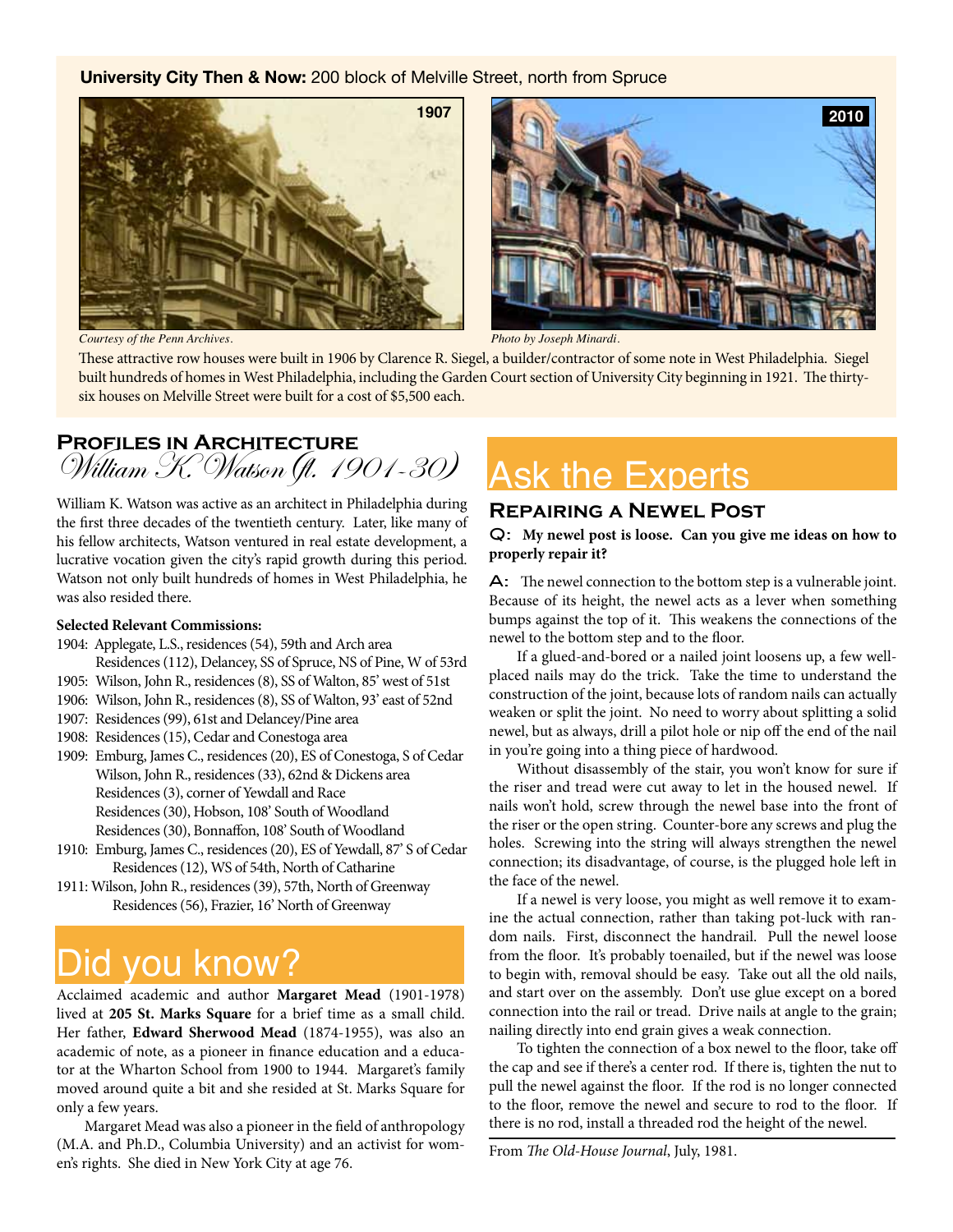**University City Then & Now:** 200 block of Melville Street, north from Spruce

1907

*Courtesy of the Penn Archives.*

2010

*Photo by Joseph Minardi.*

These attractive row houses were built in 1906 by Clarence R. Siegel, a builder/contractor of some note in West Philadelphia. Siegel built hundreds of homes in West Philadelphia, including the Garden Court section of University City beginning in 1921. The thirty-six houses on Melville Street were built for a cost of $5,500 each.

## Profiles in Architecture

### *William K. Watson (fl. 1901-30)*

William K. Watson was active as an architect in Philadelphia during the first three decades of the twentieth century. Later, like many of his fellow architects, Watson ventured in real estate development, a lucrative vocation given the city's rapid growth during this period. Watson not only built hundreds of homes in West Philadelphia, he was also resided there.

**Selected Relevant Commissions:**

1904: Applegate, L.S., residences (54), 59th and Arch area
  Residences (112), Delancey, SS of Spruce, NS of Pine, W of 53rd
1905: Wilson, John R., residences (8), SS of Walton, 85' west of 51st
1906: Wilson, John R., residences (8), SS of Walton, 93' east of 52nd
1907: Residences (99), 61st and Delancey/Pine area
1908: Residences (15), Cedar and Conestoga area
1909: Emburg, James C., residences (20), ES of Conestoga, S of Cedar
  Wilson, John R., residences (33), 62nd & Dickens area
  Residences (3), corner of Yewdall and Race
  Residences (30), Hobson, 108' South of Woodland
  Residences (30), Bonnaffon, 108' South of Woodland
1910: Emburg, James C., residences (20), ES of Yewdall, 87' S of Cedar
  Residences (12), WS of 54th, North of Catharine
1911: Wilson, John R., residences (39), 57th, North of Greenway
  Residences (56), Frazier, 16' North of Greenway

## Did you know?

Acclaimed academic and author **Margaret Mead** (1901-1978) lived at **205 St. Marks Square** for a brief time as a small child. Her father, **Edward Sherwood Mead** (1874-1955), was also an academic of note, as a pioneer in finance education and a educator at the Wharton School from 1900 to 1944. Margaret's family moved around quite a bit and she resided at St. Marks Square for only a few years.

Margaret Mead was also a pioneer in the field of anthropology (M.A. and Ph.D., Columbia University) and an activist for women's rights. She died in New York City at age 76.

## Ask the Experts

### Repairing a Newel Post

**Q: My newel post is loose. Can you give me ideas on how to properly repair it?**

**A:** The newel connection to the bottom step is a vulnerable joint. Because of its height, the newel acts as a lever when something bumps against the top of it. This weakens the connections of the newel to the bottom step and to the floor.

If a glued-and-bored or a nailed joint loosens up, a few well-placed nails may do the trick. Take the time to understand the construction of the joint, because lots of random nails can actually weaken or split the joint. No need to worry about splitting a solid newel, but as always, drill a pilot hole or nip off the end of the nail in you're going into a thing piece of hardwood.

Without disassembly of the stair, you won't know for sure if the riser and tread were cut away to let in the housed newel. If nails won't hold, screw through the newel base into the front of the riser or the open string. Counter-bore any screws and plug the holes. Screwing into the string will always strengthen the newel connection; its disadvantage, of course, is the plugged hole left in the face of the newel.

If a newel is very loose, you might as well remove it to examine the actual connection, rather than taking pot-luck with random nails. First, disconnect the handrail. Pull the newel loose from the floor. It's probably toenailed, but if the newel was loose to begin with, removal should be easy. Take out all the old nails, and start over on the assembly. Don't use glue except on a bored connection into the rail or tread. Drive nails at angle to the grain; nailing directly into end grain gives a weak connection.

To tighten the connection of a box newel to the floor, take off the cap and see if there's a center rod. If there is, tighten the nut to pull the newel against the floor. If the rod is no longer connected to the floor, remove the newel and secure to rod to the floor. If there is no rod, install a threaded rod the height of the newel.

From *The Old-House Journal*, July, 1981.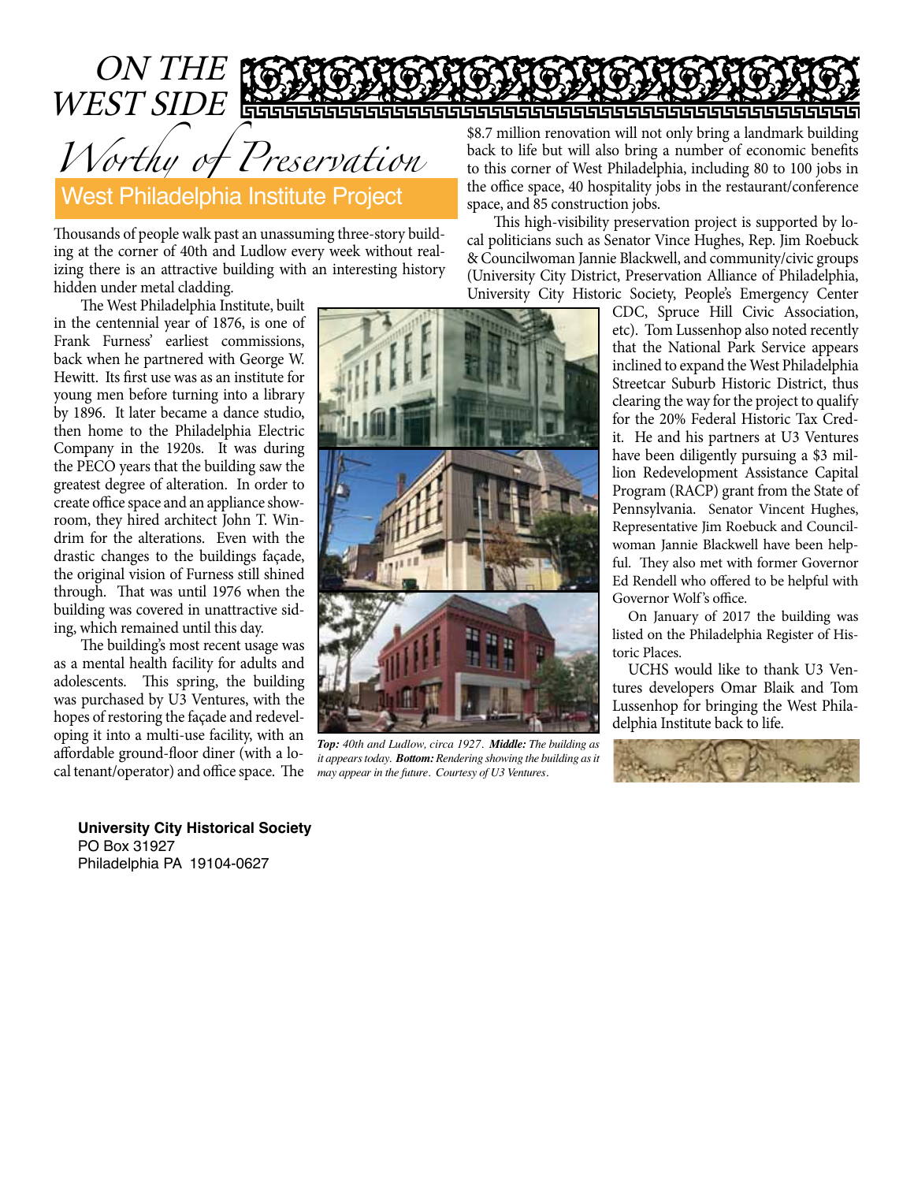# ON THE WEST SIDE

## *Worthy of Preservation*

### West Philadelphia Institute Project

Thousands of people walk past an unassuming three-story building at the corner of 40th and Ludlow every week without realizing there is an attractive building with an interesting history hidden under metal cladding.

The West Philadelphia Institute, built in the centennial year of 1876, is one of Frank Furness' earliest commissions, back when he partnered with George W. Hewitt. Its first use was as an institute for young men before turning into a library by 1896. It later became a dance studio, then home to the Philadelphia Electric Company in the 1920s. It was during the PECO years that the building saw the greatest degree of alteration. In order to create office space and an appliance showroom, they hired architect John T. Windrim for the alterations. Even with the drastic changes to the buildings façade, the original vision of Furness still shined through. That was until 1976 when the building was covered in unattractive siding, which remained until this day.

The building's most recent usage was as a mental health facility for adults and adolescents. This spring, the building was purchased by U3 Ventures, with the hopes of restoring the façade and redeveloping it into a multi-use facility, with an affordable ground-floor diner (with a local tenant/operator) and office space. The $8.7 million renovation will not only bring a landmark building back to life but will also bring a number of economic benefits to this corner of West Philadelphia, including 80 to 100 jobs in the office space, 40 hospitality jobs in the restaurant/conference space, and 85 construction jobs.

*Top: 40th and Ludlow, circa 1927. Middle: The building as it appears today. Bottom: Rendering showing the building as it may appear in the future. Courtesy of U3 Ventures.*

This high-visibility preservation project is supported by local politicians such as Senator Vince Hughes, Rep. Jim Roebuck & Councilwoman Jannie Blackwell, and community/civic groups (University City District, Preservation Alliance of Philadelphia, University City Historic Society, People's Emergency Center CDC, Spruce Hill Civic Association, etc). Tom Lussenhop also noted recently that the National Park Service appears inclined to expand the West Philadelphia Streetcar Suburb Historic District, thus clearing the way for the project to qualify for the 20% Federal Historic Tax Credit. He and his partners at U3 Ventures have been diligently pursuing a $3 million Redevelopment Assistance Capital Program (RACP) grant from the State of Pennsylvania. Senator Vincent Hughes, Representative Jim Roebuck and Councilwoman Jannie Blackwell have been helpful. They also met with former Governor Ed Rendell who offered to be helpful with Governor Wolf's office.

On January of 2017 the building was listed on the Philadelphia Register of Historic Places.

UCHS would like to thank U3 Ventures developers Omar Blaik and Tom Lussenhop for bringing the West Philadelphia Institute back to life.

**University City Historical Society**
PO Box 31927
Philadelphia PA 19104-0627